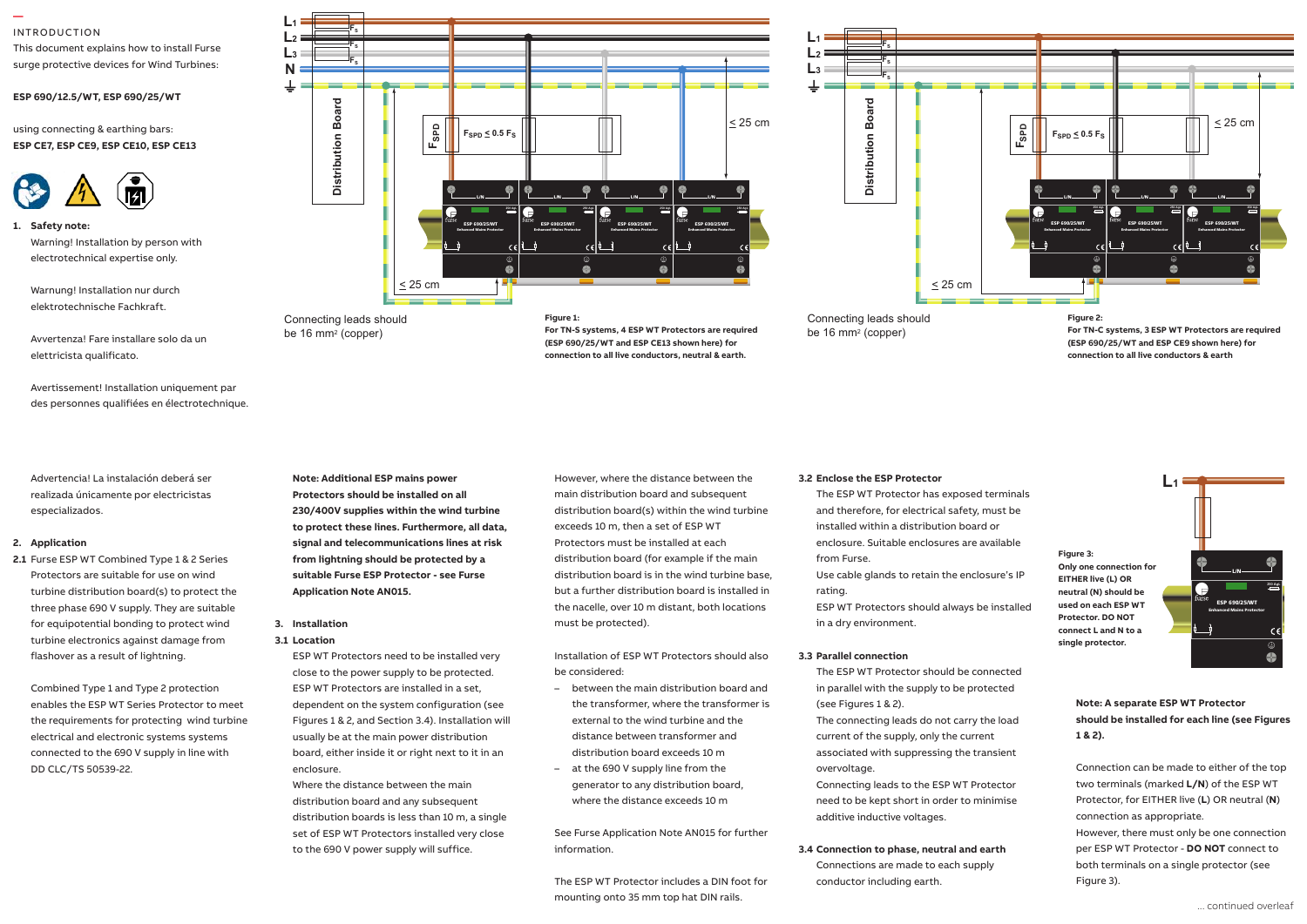INTRODUCTION

This document explains how to install Furse surge protective devices for Wind Turbines:

**ESP 690/12.5/WT, ESP 690/25/WT**

using connecting & earthing bars:

**ESP CE7, ESP CE9, ESP CE10, ESP CE13**

1. **Safety note:**

   Warning! Installation by person with electrotechnical expertise only.

   Warnung! Installation nur durch elektrotechnische Fachkraft.

   Avvertenza! Fare installare solo da un elettricista qualificato.

   Avertissement! Installation uniquement par des personnes qualifiées en électrotechnique.

   Advertencia! La instalación deberá ser realizada únicamente por electricistas especializados.

Connecting leads should be 16 mm² (copper)

**Figure 1:**
**For TN-S systems, 4 ESP WT Protectors are required (ESP 690/25/WT and ESP CE13 shown here) for connection to all live conductors, neutral & earth.**

Connecting leads should be 16 mm² (copper)

**Figure 2:**
**For TN-C systems, 3 ESP WT Protectors are required (ESP 690/25/WT and ESP CE9 shown here) for connection to all live conductors & earth**

2. **Application**

**2.1** Furse ESP WT Combined Type 1 & 2 Series Protectors are suitable for use on wind turbine distribution board(s) to protect the three phase 690 V supply. They are suitable for equipotential bonding to protect wind turbine electrical devices against damage from flashover as a result of lightning.

Combined Type 1 and Type 2 protection enables the ESP WT Series Protector to meet the requirements for protecting wind turbine electrical and electronic systems connected to the 690 V supply in line with DD CLC/TS 50539-22.

**Note: Additional ESP mains power Protectors should be installed on all 230/400V supplies within the wind turbine to protect these lines. Furthermore, all data, signal and telecommunications lines at risk from lightning should be protected by a suitable Furse ESP Protector - see Furse Application Note AN015.**

3. **Installation**

**3.1 Location**

ESP WT Protectors need to be installed very close to the power supply to be protected. ESP WT Protectors are installed in a set, dependent on the system configuration (see Figures 1 & 2, and Section 3.4). Installation will usually be at the main power distribution board, either inside it or right next to it in an enclosure.

Where the distance between the main distribution board and any subsequent distribution boards is less than 10 m, a single set of ESP WT Protectors installed very close to the 690 V power supply will suffice.

However, where the distance between the main distribution board and subsequent distribution board(s) within the wind turbine exceeds 10 m, then a set of ESP WT Protectors must be installed at each distribution board (for example if the main distribution board is in the wind turbine base, but a further distribution board is installed in the nacelle, over 10 m distant, both locations must be protected).

Installation of ESP WT Protectors should also be considered:

- between the main distribution board and the transformer, where the transformer is external to the wind turbine and the distance between transformer and distribution board exceeds 10 m
- at the 690 V supply line from the generator to any distribution board, where the distance exceeds 10 m

See Furse Application Note AN015 for further information.

The ESP WT Protector includes a DIN foot for mounting onto 35 mm top hat DIN rails.

**3.2 Enclose the ESP Protector**

The ESP WT Protector has exposed terminals and therefore, for electrical safety, must be installed within a distribution board or enclosure. Suitable enclosures are available from Furse.

Use cable glands to retain the enclosure's IP rating.

ESP WT Protectors should always be installed in a dry environment.

**3.3 Parallel connection**

The ESP WT Protector should be connected in parallel with the supply to be protected (see Figures 1 & 2).

The connecting leads do not carry the load current of the supply, only the current associated with suppressing the transient overvoltage.

Connecting leads to the ESP WT Protector need to be kept short in order to minimise additive inductive voltages.

**3.4 Connection to phase, neutral and earth**

Connections are made to each supply conductor including earth.

**Figure 3:**
**Only one connection for EITHER live (L) OR neutral (N) should be used on each ESP WT Protector. DO NOT connect L and N to a single protector.**

**Note: A separate ESP WT Protector should be installed for each line (see Figures 1 & 2).**

Connection can be made to either of the top two terminals (marked **L/N**) of the ESP WT Protector, for EITHER live (**L**) OR neutral (**N**) connection as appropriate.

However, there must only be one connection per ESP WT Protector - **DO NOT** connect to both terminals on a single protector (see Figure 3).

... continued overleaf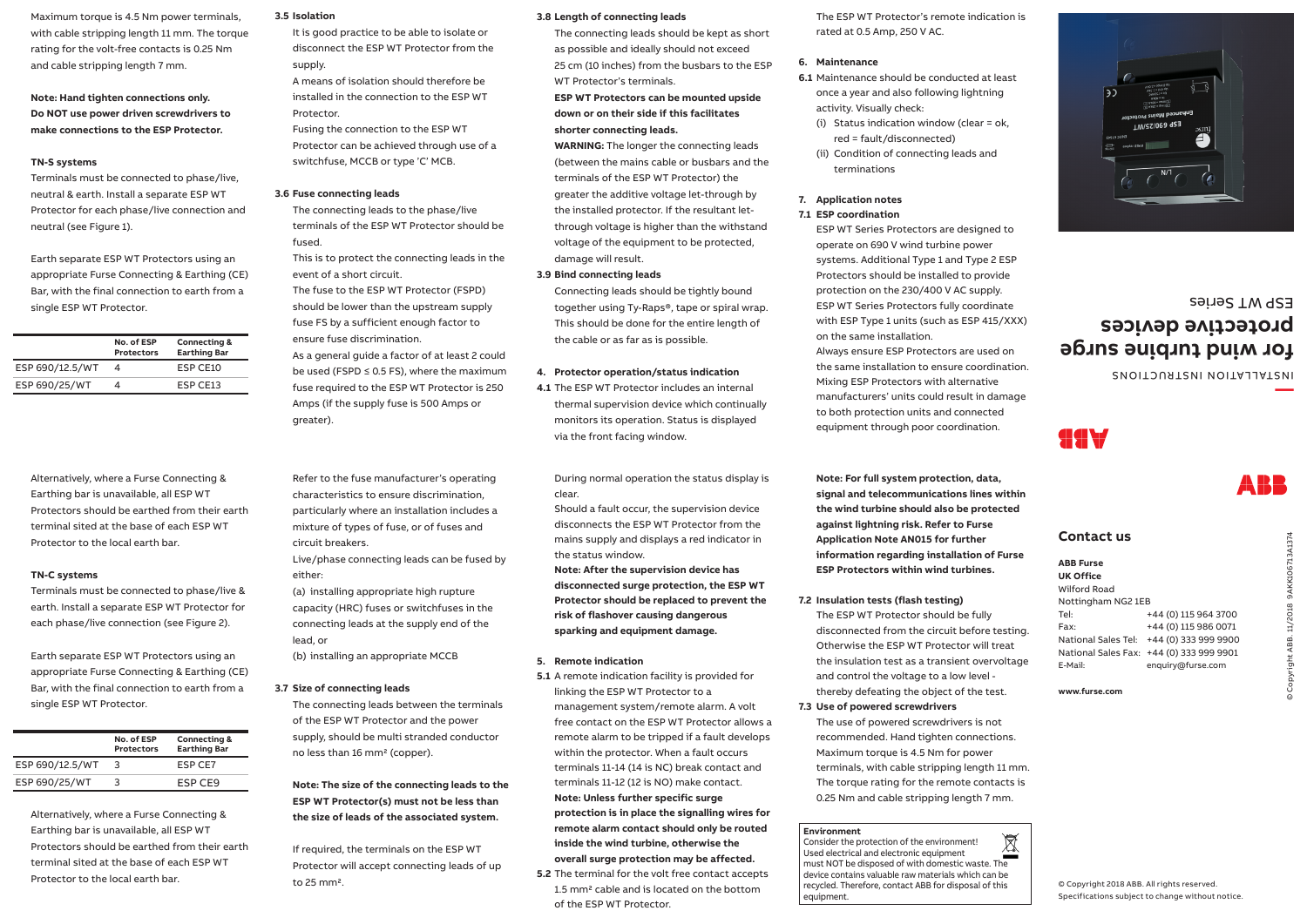Maximum torque is 4.5 Nm power terminals, with cable stripping length 11 mm. The torque rating for the volt-free contacts is 0.25 Nm and cable stripping length 7 mm.

**Note: Hand tighten connections only. Do NOT use power driven screwdrivers to make connections to the ESP Protector.**

**TN-S systems**

Terminals must be connected to phase/live, neutral & earth. Install a separate ESP WT Protector for each phase/live connection and neutral (see Figure 1).

Earth separate ESP WT Protectors using an appropriate Furse Connecting & Earthing (CE) Bar, with the final connection to earth from a single ESP WT Protector.

| | No. of ESP Protectors | Connecting & Earthing Bar |
|---|---|---|
| ESP 690/12.5/WT | 4 | ESP CE10 |
| ESP 690/25/WT | 4 | ESP CE13 |

Alternatively, where a Furse Connecting & Earthing bar is unavailable, all ESP WT Protectors should be earthed from their earth terminal sited at the base of each ESP WT Protector to the local earth bar.

**TN-C systems**

Terminals must be connected to phase/live & earth. Install a separate ESP WT Protector for each phase/live connection (see Figure 2).

Earth separate ESP WT Protectors using an appropriate Furse Connecting & Earthing (CE) Bar, with the final connection to earth from a single ESP WT Protector.

| | No. of ESP Protectors | Connecting & Earthing Bar |
|---|---|---|
| ESP 690/12.5/WT | 3 | ESP CE7 |
| ESP 690/25/WT | 3 | ESP CE9 |

Alternatively, where a Furse Connecting & Earthing bar is unavailable, all ESP WT Protectors should be earthed from their earth terminal sited at the base of each ESP WT Protector to the local earth bar.

**3.5 Isolation**

It is good practice to be able to isolate or disconnect the ESP WT Protector from the supply.

A means of isolation should therefore be installed in the connection to the ESP WT Protector.

Fusing the connection to the ESP WT Protector can be achieved through use of a switchfuse, MCCB or type 'C' MCB.

**3.6 Fuse connecting leads**

The connecting leads to the phase/live terminals of the ESP WT Protector should be fused.

This is to protect the connecting leads in the event of a short circuit.

The fuse to the ESP WT Protector (FSPD) should be lower than the upstream supply fuse FS by a sufficient enough factor to ensure fuse discrimination.

As a general guide a factor of at least 2 could be used (FSPD ≤ 0.5 FS), where the maximum fuse required to the ESP WT Protector is 250 Amps (if the supply fuse is 500 Amps or greater).

Refer to the fuse manufacturer's operating characteristics to ensure discrimination, particularly where an installation includes a mixture of types of fuse, or of fuses and circuit breakers.

Live/phase connecting leads can be fused by either:

(a) installing appropriate high rupture capacity (HRC) fuses or switchfuses in the connecting leads at the supply end of the lead, or

(b) installing an appropriate MCCB

**3.7 Size of connecting leads**

The connecting leads between the terminals of the ESP WT Protector and the power supply, should be multi stranded conductor no less than 16 mm² (copper).

**Note: The size of the connecting leads to the ESP WT Protector(s) must not be less than the size of leads of the associated system.**

If required, the terminals on the ESP WT Protector will accept connecting leads of up to 25 mm².

**3.8 Length of connecting leads**

The connecting leads should be kept as short as possible and ideally should not exceed 25 cm (10 inches) from the busbars to the ESP WT Protector's terminals.

**ESP WT Protectors can be mounted upside down or on their side if this facilitates shorter connecting leads.**

**WARNING:** The longer the connecting leads (between the mains cable or busbars and the terminals of the ESP WT Protector) the greater the additive voltage let-through by the installed protector. If the resultant let-through voltage is higher than the withstand voltage of the equipment to be protected, damage will result.

**3.9 Bind connecting leads**

Connecting leads should be tightly bound together using Ty-Raps®, tape or spiral wrap. This should be done for the entire length of the cable or as far as is possible.

**4. Protector operation/status indication**

**4.1** The ESP WT Protector includes an internal thermal supervision device which continually monitors its operation. Status is displayed via the front facing window.

During normal operation the status display is clear.

Should a fault occur, the supervision device disconnects the ESP WT Protector from the mains supply and displays a red indicator in the status window.

**Note: After the supervision device has disconnected surge protection, the ESP WT Protector should be replaced to prevent the risk of flashover causing dangerous sparking and equipment damage.**

**5. Remote indication**

**5.1** A remote indication facility is provided for linking the ESP WT Protector to a management system/remote alarm. A volt free contact on the ESP WT Protector allows a remote alarm to be tripped if a fault develops within the protector. When a fault occurs terminals 11-14 (14 is NC) break contact and terminals 11-12 (12 is NO) make contact.

**Note: Unless further specific surge protection is in place the signalling wires for remote alarm contact should only be routed inside the wind turbine, otherwise the overall surge protection may be affected.**

**5.2** The terminal for the volt free contact accepts 1.5 mm² cable and is located on the bottom of the ESP WT Protector.

The ESP WT Protector's remote indication is rated at 0.5 Amp, 250 V AC.

**6. Maintenance**

**6.1** Maintenance should be conducted at least once a year and also following lightning activity. Visually check:

(i) Status indication window (clear = ok, red = fault/disconnected)

(ii) Condition of connecting leads and terminations

**7. Application notes**

**7.1 ESP coordination**

ESP WT Series Protectors are designed to operate on 690 V wind turbine power systems. Additional Type 1 and Type 2 ESP Protectors should be installed to provide protection on the 230/400 V AC supply. ESP WT Series Protectors fully coordinate with ESP Type 1 units (such as ESP 415/XXX) on the same installation.

Always ensure ESP Protectors are used on the same installation to ensure coordination. Mixing ESP Protectors with alternative manufacturers' units could result in damage to both protection units and connected equipment through poor coordination.

**Note: For full system protection, data, signal and telecommunications lines within the wind turbine should also be protected against lightning risk. Refer to Furse Application Note AN015 for further information regarding installation of Furse ESP Protectors within wind turbines.**

**7.2 Insulation tests (flash testing)**

The ESP WT Protector should be fully disconnected from the circuit before testing. Otherwise the ESP WT Protector will treat the insulation test as a transient overvoltage and control the voltage to a low level - thereby defeating the object of the test.

**7.3 Use of powered screwdrivers**

The use of powered screwdrivers is not recommended. Hand tighten connections. Maximum torque is 4.5 Nm for power terminals, with cable stripping length 11 mm. The torque rating for the remote contacts is 0.25 Nm and cable stripping length 7 mm.

**Environment**

Consider the protection of the environment! Used electrical and electronic equipment must NOT be disposed of with domestic waste. The device contains valuable raw materials which can be recycled. Therefore, contact ABB for disposal of this equipment.

INSTALLATION INSTRUCTIONS

# for wind turbine surge protective devices

ESP WT Series

## Contact us

**ABB Furse**
**UK Office**
Wilford Road
Nottingham NG2 1EB

| | |
|---|---|
| Tel: | +44 (0) 115 964 3700 |
| Fax: | +44 (0) 115 986 0071 |
| National Sales Tel: | +44 (0) 333 999 9900 |
| National Sales Fax: | +44 (0) 333 999 9901 |
| E-Mail: | enquiry@furse.com |

**www.furse.com**

© Copyright 2018 ABB. All rights reserved.
Specifications subject to change without notice.

© Copyright ABB. 11/2018 9AKK107713A1374